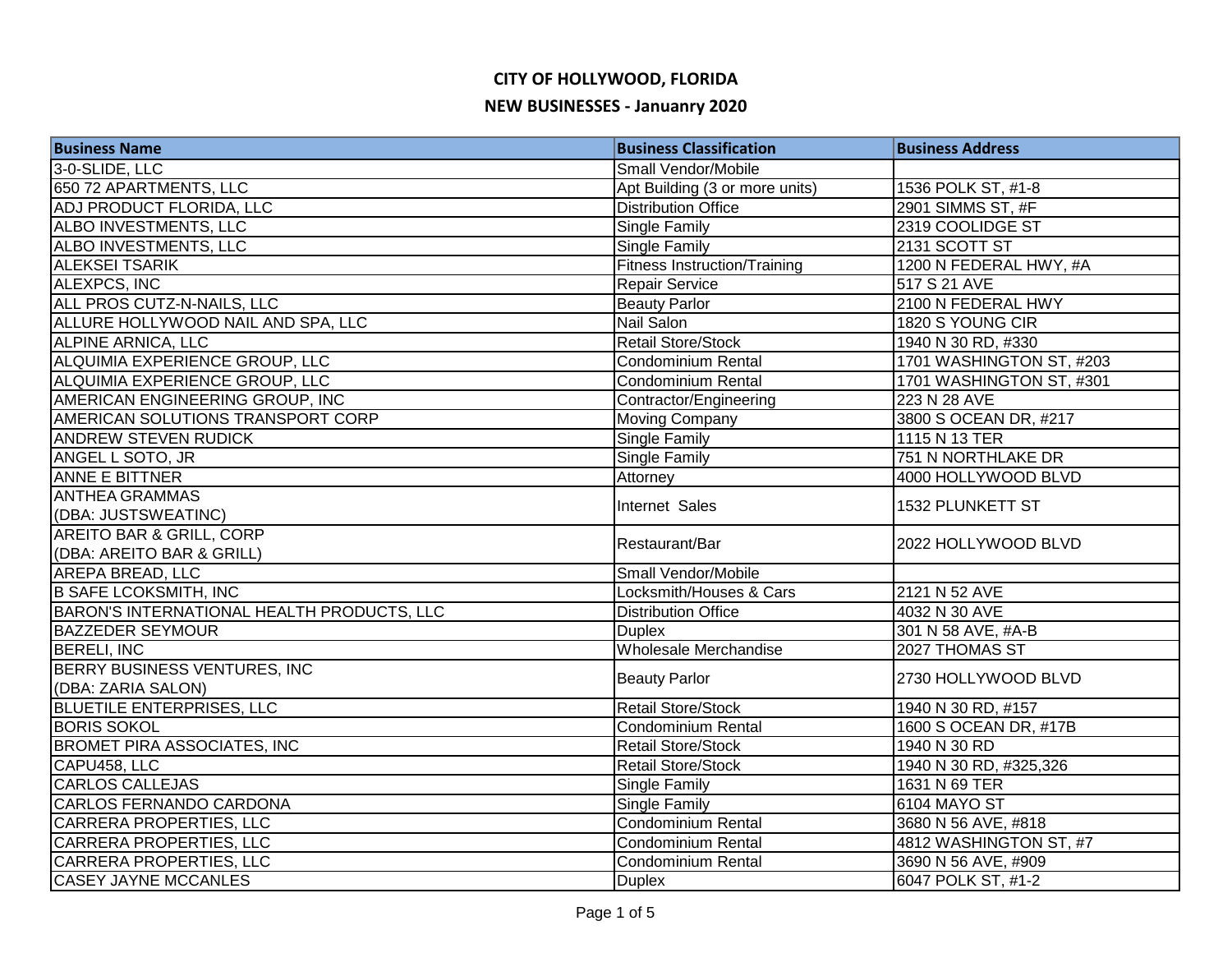# CITY OF HOLLYWOOD, FLORIDA

## NEW BUSINESSES - Januanry 2020

| Business Name | Business Classification | Business Address |
|---|---|---|
| 3-0-SLIDE, LLC | Small Vendor/Mobile | |
| 650 72 APARTMENTS, LLC | Apt Building (3 or more units) | 1536 POLK ST, #1-8 |
| ADJ PRODUCT FLORIDA, LLC | Distribution Office | 2901 SIMMS ST, #F |
| ALBO INVESTMENTS, LLC | Single Family | 2319 COOLIDGE ST |
| ALBO INVESTMENTS, LLC | Single Family | 2131 SCOTT ST |
| ALEKSEI TSARIK | Fitness Instruction/Training | 1200 N FEDERAL HWY, #A |
| ALEXPCS, INC | Repair Service | 517 S 21 AVE |
| ALL PROS CUTZ-N-NAILS, LLC | Beauty Parlor | 2100 N FEDERAL HWY |
| ALLURE HOLLYWOOD NAIL AND SPA, LLC | Nail Salon | 1820 S YOUNG CIR |
| ALPINE ARNICA, LLC | Retail Store/Stock | 1940 N 30 RD, #330 |
| ALQUIMIA EXPERIENCE GROUP, LLC | Condominium Rental | 1701 WASHINGTON ST, #203 |
| ALQUIMIA EXPERIENCE GROUP, LLC | Condominium Rental | 1701 WASHINGTON ST, #301 |
| AMERICAN ENGINEERING GROUP, INC | Contractor/Engineering | 223 N 28 AVE |
| AMERICAN SOLUTIONS TRANSPORT CORP | Moving Company | 3800 S OCEAN DR, #217 |
| ANDREW STEVEN RUDICK | Single Family | 1115 N 13 TER |
| ANGEL L SOTO, JR | Single Family | 751 N NORTHLAKE DR |
| ANNE E BITTNER | Attorney | 4000 HOLLYWOOD BLVD |
| ANTHEA GRAMMAS (DBA: JUSTSWEATINC) | Internet Sales | 1532 PLUNKETT ST |
| AREITO BAR & GRILL, CORP (DBA: AREITO BAR & GRILL) | Restaurant/Bar | 2022 HOLLYWOOD BLVD |
| AREPA BREAD, LLC | Small Vendor/Mobile | |
| B SAFE LCOKSMITH, INC | Locksmith/Houses & Cars | 2121 N 52 AVE |
| BARON'S INTERNATIONAL HEALTH PRODUCTS, LLC | Distribution Office | 4032 N 30 AVE |
| BAZZEDER SEYMOUR | Duplex | 301 N 58 AVE, #A-B |
| BERELI, INC | Wholesale Merchandise | 2027 THOMAS ST |
| BERRY BUSINESS VENTURES, INC (DBA: ZARIA SALON) | Beauty Parlor | 2730 HOLLYWOOD BLVD |
| BLUETILE ENTERPRISES, LLC | Retail Store/Stock | 1940 N 30 RD, #157 |
| BORIS SOKOL | Condominium Rental | 1600 S OCEAN DR, #17B |
| BROMET PIRA ASSOCIATES, INC | Retail Store/Stock | 1940 N 30 RD |
| CAPU458, LLC | Retail Store/Stock | 1940 N 30 RD, #325,326 |
| CARLOS CALLEJAS | Single Family | 1631 N 69 TER |
| CARLOS FERNANDO CARDONA | Single Family | 6104 MAYO ST |
| CARRERA PROPERTIES, LLC | Condominium Rental | 3680 N 56 AVE, #818 |
| CARRERA PROPERTIES, LLC | Condominium Rental | 4812 WASHINGTON ST, #7 |
| CARRERA PROPERTIES, LLC | Condominium Rental | 3690 N 56 AVE, #909 |
| CASEY JAYNE MCCANLES | Duplex | 6047 POLK ST, #1-2 |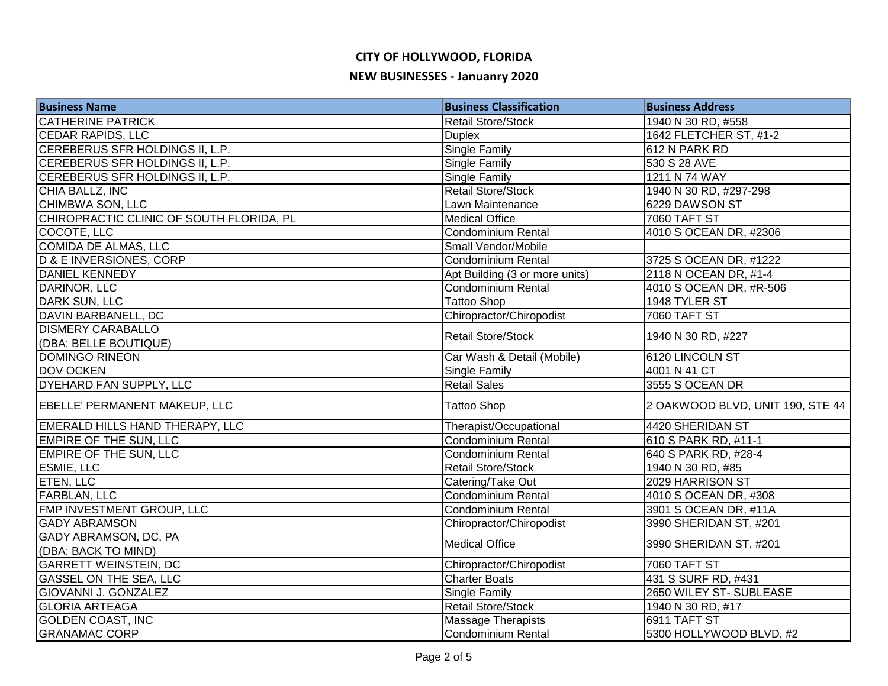# CITY OF HOLLYWOOD, FLORIDA

## NEW BUSINESSES - Januanry 2020

| Business Name | Business Classification | Business Address |
|---|---|---|
| CATHERINE PATRICK | Retail Store/Stock | 1940 N 30 RD, #558 |
| CEDAR RAPIDS, LLC | Duplex | 1642 FLETCHER ST, #1-2 |
| CEREBERUS SFR HOLDINGS II, L.P. | Single Family | 612 N PARK RD |
| CEREBERUS SFR HOLDINGS II, L.P. | Single Family | 530 S 28 AVE |
| CEREBERUS SFR HOLDINGS II, L.P. | Single Family | 1211 N 74 WAY |
| CHIA BALLZ, INC | Retail Store/Stock | 1940 N 30 RD, #297-298 |
| CHIMBWA SON, LLC | Lawn Maintenance | 6229 DAWSON ST |
| CHIROPRACTIC CLINIC OF SOUTH FLORIDA, PL | Medical Office | 7060 TAFT ST |
| COCOTE, LLC | Condominium Rental | 4010 S OCEAN DR, #2306 |
| COMIDA DE ALMAS, LLC | Small Vendor/Mobile | |
| D & E INVERSIONES, CORP | Condominium Rental | 3725 S OCEAN DR, #1222 |
| DANIEL KENNEDY | Apt Building (3 or more units) | 2118 N OCEAN DR, #1-4 |
| DARINOR, LLC | Condominium Rental | 4010 S OCEAN DR, #R-506 |
| DARK SUN, LLC | Tattoo Shop | 1948 TYLER ST |
| DAVIN BARBANELL, DC | Chiropractor/Chiropodist | 7060 TAFT ST |
| DISMERY CARABALLO (DBA: BELLE BOUTIQUE) | Retail Store/Stock | 1940 N 30 RD, #227 |
| DOMINGO RINEON | Car Wash & Detail (Mobile) | 6120 LINCOLN ST |
| DOV OCKEN | Single Family | 4001 N 41 CT |
| DYEHARD FAN SUPPLY, LLC | Retail Sales | 3555 S OCEAN DR |
| EBELLE' PERMANENT MAKEUP, LLC | Tattoo Shop | 2 OAKWOOD BLVD, UNIT 190, STE 44 |
| EMERALD HILLS HAND THERAPY, LLC | Therapist/Occupational | 4420 SHERIDAN ST |
| EMPIRE OF THE SUN, LLC | Condominium Rental | 610 S PARK RD, #11-1 |
| EMPIRE OF THE SUN, LLC | Condominium Rental | 640 S PARK RD, #28-4 |
| ESMIE, LLC | Retail Store/Stock | 1940 N 30 RD, #85 |
| ETEN, LLC | Catering/Take Out | 2029 HARRISON ST |
| FARBLAN, LLC | Condominium Rental | 4010 S OCEAN DR, #308 |
| FMP INVESTMENT GROUP, LLC | Condominium Rental | 3901 S OCEAN DR, #11A |
| GADY ABRAMSON | Chiropractor/Chiropodist | 3990 SHERIDAN ST, #201 |
| GADY ABRAMSON, DC, PA (DBA: BACK TO MIND) | Medical Office | 3990 SHERIDAN ST, #201 |
| GARRETT WEINSTEIN, DC | Chiropractor/Chiropodist | 7060 TAFT ST |
| GASSEL ON THE SEA, LLC | Charter Boats | 431 S SURF RD, #431 |
| GIOVANNI J. GONZALEZ | Single Family | 2650 WILEY ST- SUBLEASE |
| GLORIA ARTEAGA | Retail Store/Stock | 1940 N 30 RD, #17 |
| GOLDEN COAST, INC | Massage Therapists | 6911 TAFT ST |
| GRANAMAC CORP | Condominium Rental | 5300 HOLLYWOOD BLVD, #2 |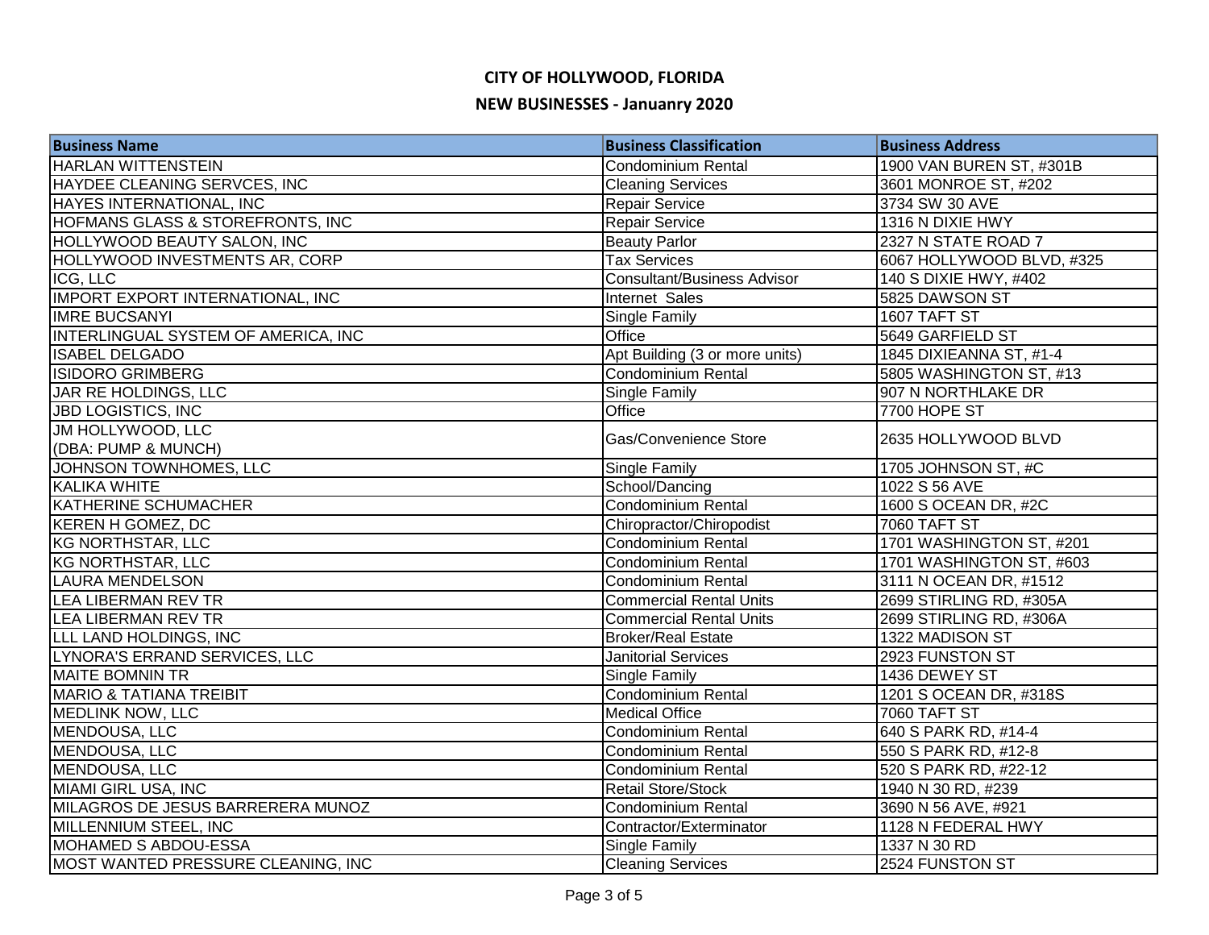# CITY OF HOLLYWOOD, FLORIDA

## NEW BUSINESSES - Januanry 2020

| Business Name | Business Classification | Business Address |
|---|---|---|
| HARLAN WITTENSTEIN | Condominium Rental | 1900 VAN BUREN ST, #301B |
| HAYDEE CLEANING SERVCES, INC | Cleaning Services | 3601 MONROE ST, #202 |
| HAYES INTERNATIONAL, INC | Repair Service | 3734 SW 30 AVE |
| HOFMANS GLASS & STOREFRONTS, INC | Repair Service | 1316 N DIXIE HWY |
| HOLLYWOOD BEAUTY SALON, INC | Beauty Parlor | 2327 N STATE ROAD 7 |
| HOLLYWOOD INVESTMENTS AR, CORP | Tax Services | 6067 HOLLYWOOD BLVD, #325 |
| ICG, LLC | Consultant/Business Advisor | 140 S DIXIE HWY, #402 |
| IMPORT EXPORT INTERNATIONAL, INC | Internet Sales | 5825 DAWSON ST |
| IMRE BUCSANYI | Single Family | 1607 TAFT ST |
| INTERLINGUAL SYSTEM OF AMERICA, INC | Office | 5649 GARFIELD ST |
| ISABEL DELGADO | Apt Building (3 or more units) | 1845 DIXIEANNA ST, #1-4 |
| ISIDORO GRIMBERG | Condominium Rental | 5805 WASHINGTON ST, #13 |
| JAR RE HOLDINGS, LLC | Single Family | 907 N NORTHLAKE DR |
| JBD LOGISTICS, INC | Office | 7700 HOPE ST |
| JM HOLLYWOOD, LLC (DBA: PUMP & MUNCH) | Gas/Convenience Store | 2635 HOLLYWOOD BLVD |
| JOHNSON TOWNHOMES, LLC | Single Family | 1705 JOHNSON ST, #C |
| KALIKA WHITE | School/Dancing | 1022 S 56 AVE |
| KATHERINE SCHUMACHER | Condominium Rental | 1600 S OCEAN DR, #2C |
| KEREN H GOMEZ, DC | Chiropractor/Chiropodist | 7060 TAFT ST |
| KG NORTHSTAR, LLC | Condominium Rental | 1701 WASHINGTON ST, #201 |
| KG NORTHSTAR, LLC | Condominium Rental | 1701 WASHINGTON ST, #603 |
| LAURA MENDELSON | Condominium Rental | 3111 N OCEAN DR, #1512 |
| LEA LIBERMAN REV TR | Commercial Rental Units | 2699 STIRLING RD, #305A |
| LEA LIBERMAN REV TR | Commercial Rental Units | 2699 STIRLING RD, #306A |
| LLL LAND HOLDINGS, INC | Broker/Real Estate | 1322 MADISON ST |
| LYNORA'S ERRAND SERVICES, LLC | Janitorial Services | 2923 FUNSTON ST |
| MAITE BOMNIN TR | Single Family | 1436 DEWEY ST |
| MARIO & TATIANA TREIBIT | Condominium Rental | 1201 S OCEAN DR, #318S |
| MEDLINK NOW, LLC | Medical Office | 7060 TAFT ST |
| MENDOUSA, LLC | Condominium Rental | 640 S PARK RD, #14-4 |
| MENDOUSA, LLC | Condominium Rental | 550 S PARK RD, #12-8 |
| MENDOUSA, LLC | Condominium Rental | 520 S PARK RD, #22-12 |
| MIAMI GIRL USA, INC | Retail Store/Stock | 1940 N 30 RD, #239 |
| MILAGROS DE JESUS BARRERERA MUNOZ | Condominium Rental | 3690 N 56 AVE, #921 |
| MILLENNIUM STEEL, INC | Contractor/Exterminator | 1128 N FEDERAL HWY |
| MOHAMED S ABDOU-ESSA | Single Family | 1337 N 30 RD |
| MOST WANTED PRESSURE CLEANING, INC | Cleaning Services | 2524 FUNSTON ST |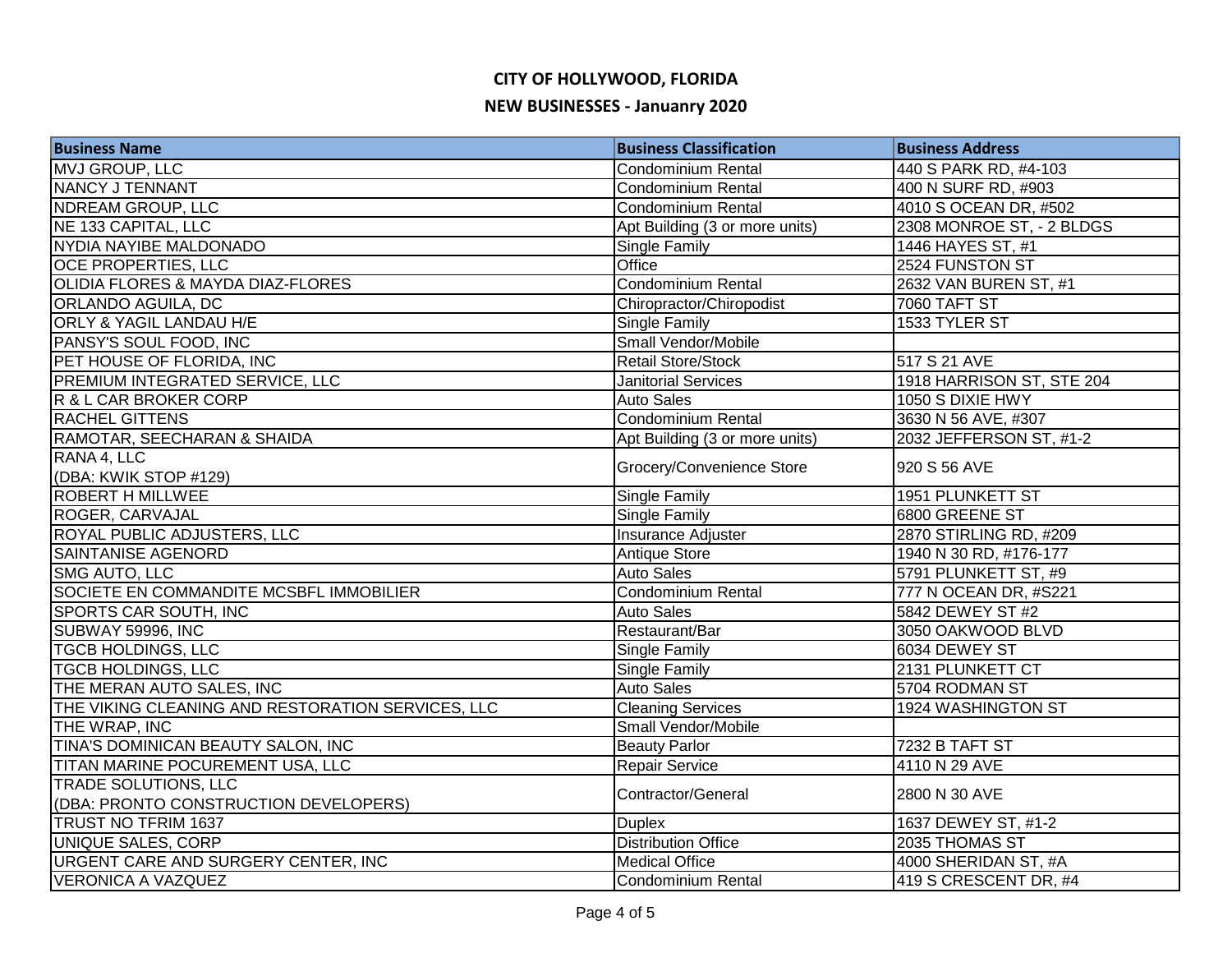# CITY OF HOLLYWOOD, FLORIDA

## NEW BUSINESSES - Januanry 2020

| Business Name | Business Classification | Business Address |
| --- | --- | --- |
| MVJ GROUP, LLC | Condominium Rental | 440 S PARK RD, #4-103 |
| NANCY J TENNANT | Condominium Rental | 400 N SURF RD, #903 |
| NDREAM GROUP, LLC | Condominium Rental | 4010 S OCEAN DR, #502 |
| NE 133 CAPITAL, LLC | Apt Building (3 or more units) | 2308 MONROE ST, - 2 BLDGS |
| NYDIA NAYIBE MALDONADO | Single Family | 1446 HAYES ST, #1 |
| OCE PROPERTIES, LLC | Office | 2524 FUNSTON ST |
| OLIDIA FLORES & MAYDA DIAZ-FLORES | Condominium Rental | 2632 VAN BUREN ST, #1 |
| ORLANDO AGUILA, DC | Chiropractor/Chiropodist | 7060 TAFT ST |
| ORLY & YAGIL LANDAU H/E | Single Family | 1533 TYLER ST |
| PANSY'S SOUL FOOD, INC | Small Vendor/Mobile | |
| PET HOUSE OF FLORIDA, INC | Retail Store/Stock | 517 S 21 AVE |
| PREMIUM INTEGRATED SERVICE, LLC | Janitorial Services | 1918 HARRISON ST, STE 204 |
| R & L CAR BROKER CORP | Auto Sales | 1050 S DIXIE HWY |
| RACHEL GITTENS | Condominium Rental | 3630 N 56 AVE, #307 |
| RAMOTAR, SEECHARAN & SHAIDA | Apt Building (3 or more units) | 2032 JEFFERSON ST, #1-2 |
| RANA 4, LLC (DBA: KWIK STOP #129) | Grocery/Convenience Store | 920 S 56 AVE |
| ROBERT H MILLWEE | Single Family | 1951 PLUNKETT ST |
| ROGER, CARVAJAL | Single Family | 6800 GREENE ST |
| ROYAL PUBLIC ADJUSTERS, LLC | Insurance Adjuster | 2870 STIRLING RD, #209 |
| SAINTANISE AGENORD | Antique Store | 1940 N 30 RD, #176-177 |
| SMG AUTO, LLC | Auto Sales | 5791 PLUNKETT ST, #9 |
| SOCIETE EN COMMANDITE MCSBFL IMMOBILIER | Condominium Rental | 777 N OCEAN DR, #S221 |
| SPORTS CAR SOUTH, INC | Auto Sales | 5842 DEWEY ST #2 |
| SUBWAY 59996, INC | Restaurant/Bar | 3050 OAKWOOD BLVD |
| TGCB HOLDINGS, LLC | Single Family | 6034 DEWEY ST |
| TGCB HOLDINGS, LLC | Single Family | 2131 PLUNKETT CT |
| THE MERAN AUTO SALES, INC | Auto Sales | 5704 RODMAN ST |
| THE VIKING CLEANING AND RESTORATION SERVICES, LLC | Cleaning Services | 1924 WASHINGTON ST |
| THE WRAP, INC | Small Vendor/Mobile | |
| TINA'S DOMINICAN BEAUTY SALON, INC | Beauty Parlor | 7232 B TAFT ST |
| TITAN MARINE POCUREMENT USA, LLC | Repair Service | 4110 N 29 AVE |
| TRADE SOLUTIONS, LLC (DBA: PRONTO CONSTRUCTION DEVELOPERS) | Contractor/General | 2800 N 30 AVE |
| TRUST NO TFRIM 1637 | Duplex | 1637 DEWEY ST, #1-2 |
| UNIQUE SALES, CORP | Distribution Office | 2035 THOMAS ST |
| URGENT CARE AND SURGERY CENTER, INC | Medical Office | 4000 SHERIDAN ST, #A |
| VERONICA A VAZQUEZ | Condominium Rental | 419 S CRESCENT DR, #4 |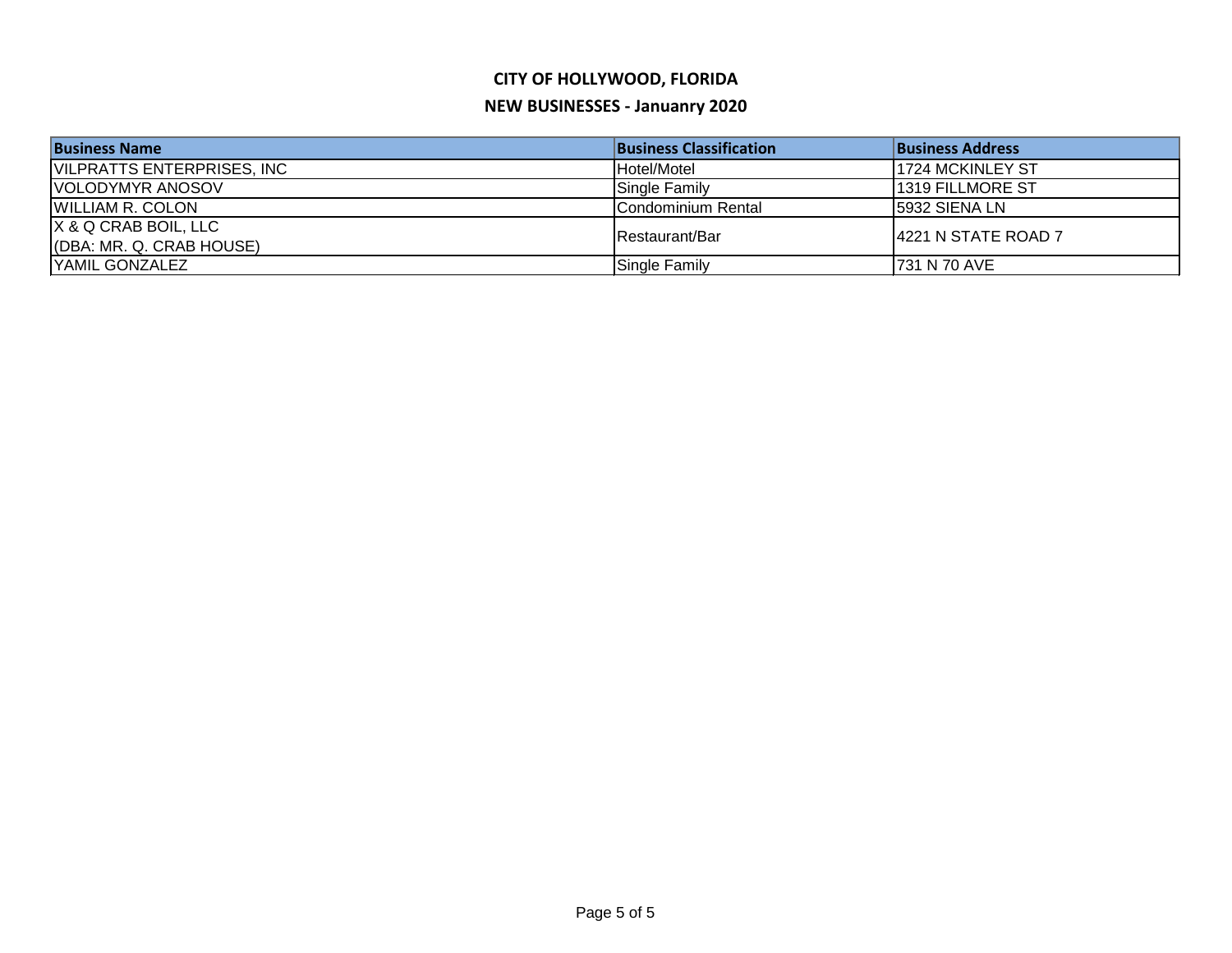# CITY OF HOLLYWOOD, FLORIDA

## NEW BUSINESSES - Januanry 2020

| Business Name | Business Classification | Business Address |
|---|---|---|
| VILPRATTS ENTERPRISES, INC | Hotel/Motel | 1724 MCKINLEY ST |
| VOLODYMYR ANOSOV | Single Family | 1319 FILLMORE ST |
| WILLIAM R. COLON | Condominium Rental | 5932 SIENA LN |
| X & Q CRAB BOIL, LLC (DBA: MR. Q. CRAB HOUSE) | Restaurant/Bar | 4221 N STATE ROAD 7 |
| YAMIL GONZALEZ | Single Family | 731 N 70 AVE |